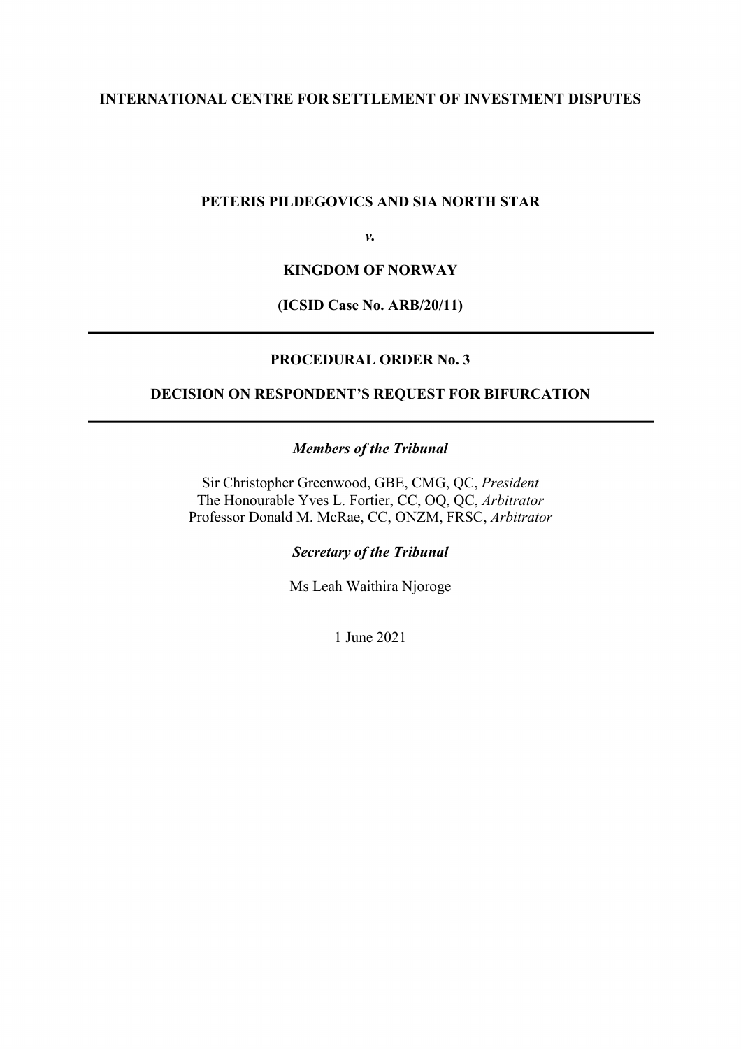**INTERNATIONAL CENTRE FOR SETTLEMENT OF INVESTMENT DISPUTES**

**PETERIS PILDEGOVICS AND SIA NORTH STAR**

***v.***

**KINGDOM OF NORWAY**

**(ICSID Case No. ARB/20/11)**

---

**PROCEDURAL ORDER No. 3**

**DECISION ON RESPONDENT'S REQUEST FOR BIFURCATION**

---

***Members of the Tribunal***

Sir Christopher Greenwood, GBE, CMG, QC, *President*
The Honourable Yves L. Fortier, CC, OQ, QC, *Arbitrator*
Professor Donald M. McRae, CC, ONZM, FRSC, *Arbitrator*

***Secretary of the Tribunal***

Ms Leah Waithira Njoroge

1 June 2021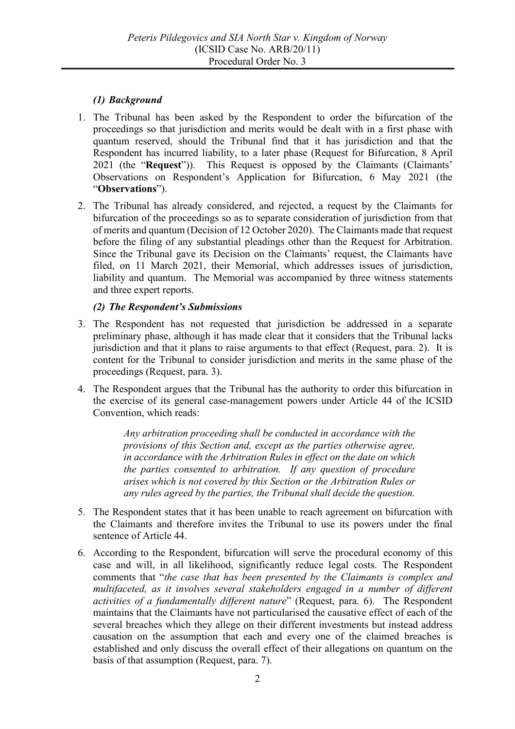### *(1) Background*

1. The Tribunal has been asked by the Respondent to order the bifurcation of the proceedings so that jurisdiction and merits would be dealt with in a first phase with quantum reserved, should the Tribunal find that it has jurisdiction and that the Respondent has incurred liability, to a later phase (Request for Bifurcation, 8 April 2021 (the "**Request**")). This Request is opposed by the Claimants (Claimants' Observations on Respondent's Application for Bifurcation, 6 May 2021 (the "**Observations**").

2. The Tribunal has already considered, and rejected, a request by the Claimants for bifurcation of the proceedings so as to separate consideration of jurisdiction from that of merits and quantum (Decision of 12 October 2020). The Claimants made that request before the filing of any substantial pleadings other than the Request for Arbitration. Since the Tribunal gave its Decision on the Claimants' request, the Claimants have filed, on 11 March 2021, their Memorial, which addresses issues of jurisdiction, liability and quantum. The Memorial was accompanied by three witness statements and three expert reports.

### *(2) The Respondent's Submissions*

3. The Respondent has not requested that jurisdiction be addressed in a separate preliminary phase, although it has made clear that it considers that the Tribunal lacks jurisdiction and that it plans to raise arguments to that effect (Request, para. 2). It is content for the Tribunal to consider jurisdiction and merits in the same phase of the proceedings (Request, para. 3).

4. The Respondent argues that the Tribunal has the authority to order this bifurcation in the exercise of its general case-management powers under Article 44 of the ICSID Convention, which reads:

   > *Any arbitration proceeding shall be conducted in accordance with the provisions of this Section and, except as the parties otherwise agree, in accordance with the Arbitration Rules in effect on the date on which the parties consented to arbitration. If any question of procedure arises which is not covered by this Section or the Arbitration Rules or any rules agreed by the parties, the Tribunal shall decide the question.*

5. The Respondent states that it has been unable to reach agreement on bifurcation with the Claimants and therefore invites the Tribunal to use its powers under the final sentence of Article 44.

6. According to the Respondent, bifurcation will serve the procedural economy of this case and will, in all likelihood, significantly reduce legal costs. The Respondent comments that "*the case that has been presented by the Claimants is complex and multifaceted, as it involves several stakeholders engaged in a number of different activities of a fundamentally different nature*" (Request, para. 6). The Respondent maintains that the Claimants have not particularised the causative effect of each of the several breaches which they allege on their different investments but instead address causation on the assumption that each and every one of the claimed breaches is established and only discuss the overall effect of their allegations on quantum on the basis of that assumption (Request, para. 7).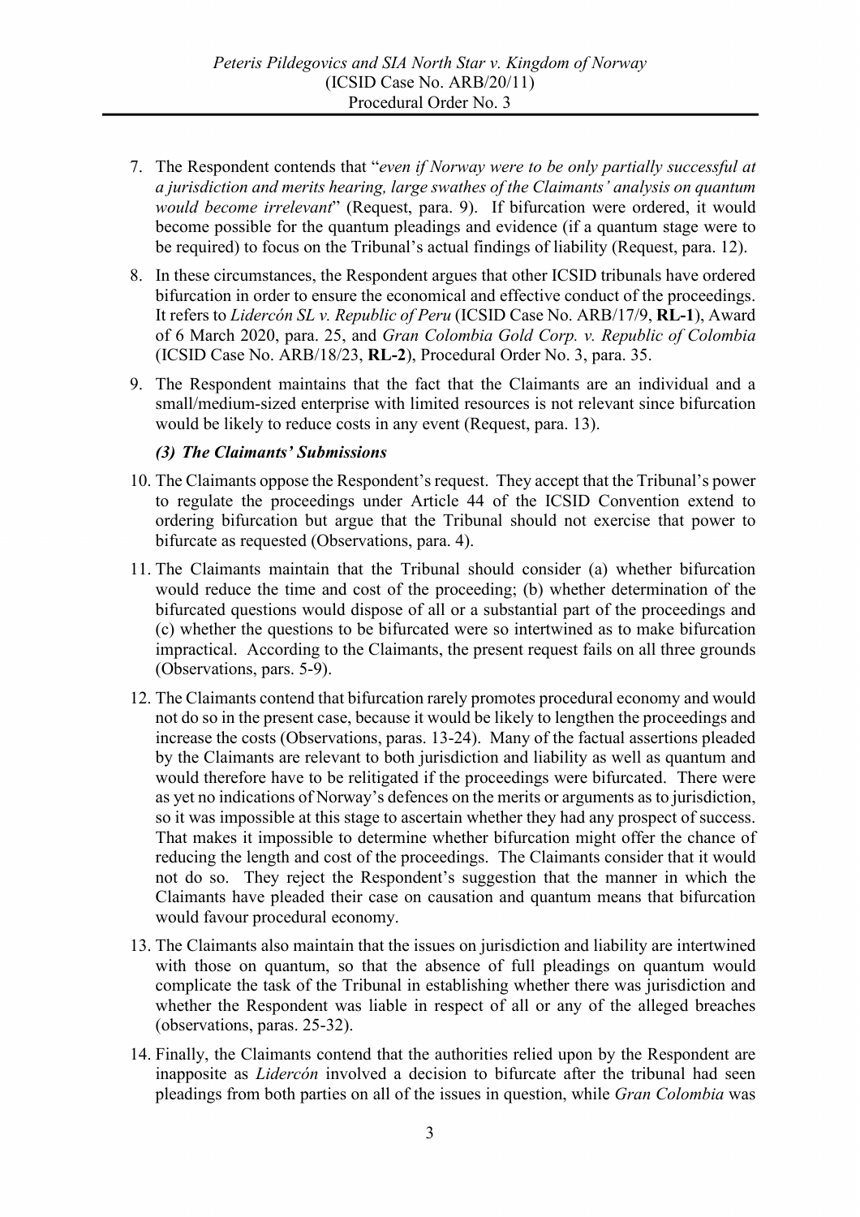7. The Respondent contends that "*even if Norway were to be only partially successful at a jurisdiction and merits hearing, large swathes of the Claimants' analysis on quantum would become irrelevant*" (Request, para. 9). If bifurcation were ordered, it would become possible for the quantum pleadings and evidence (if a quantum stage were to be required) to focus on the Tribunal's actual findings of liability (Request, para. 12).

8. In these circumstances, the Respondent argues that other ICSID tribunals have ordered bifurcation in order to ensure the economical and effective conduct of the proceedings. It refers to *Lidercón SL v. Republic of Peru* (ICSID Case No. ARB/17/9, **RL-1**), Award of 6 March 2020, para. 25, and *Gran Colombia Gold Corp. v. Republic of Colombia* (ICSID Case No. ARB/18/23, **RL-2**), Procedural Order No. 3, para. 35.

9. The Respondent maintains that the fact that the Claimants are an individual and a small/medium-sized enterprise with limited resources is not relevant since bifurcation would be likely to reduce costs in any event (Request, para. 13).

### *(3) The Claimants' Submissions*

10. The Claimants oppose the Respondent's request. They accept that the Tribunal's power to regulate the proceedings under Article 44 of the ICSID Convention extend to ordering bifurcation but argue that the Tribunal should not exercise that power to bifurcate as requested (Observations, para. 4).

11. The Claimants maintain that the Tribunal should consider (a) whether bifurcation would reduce the time and cost of the proceeding; (b) whether determination of the bifurcated questions would dispose of all or a substantial part of the proceedings and (c) whether the questions to be bifurcated were so intertwined as to make bifurcation impractical. According to the Claimants, the present request fails on all three grounds (Observations, pars. 5-9).

12. The Claimants contend that bifurcation rarely promotes procedural economy and would not do so in the present case, because it would be likely to lengthen the proceedings and increase the costs (Observations, paras. 13-24). Many of the factual assertions pleaded by the Claimants are relevant to both jurisdiction and liability as well as quantum and would therefore have to be relitigated if the proceedings were bifurcated. There were as yet no indications of Norway's defences on the merits or arguments as to jurisdiction, so it was impossible at this stage to ascertain whether they had any prospect of success. That makes it impossible to determine whether bifurcation might offer the chance of reducing the length and cost of the proceedings. The Claimants consider that it would not do so. They reject the Respondent's suggestion that the manner in which the Claimants have pleaded their case on causation and quantum means that bifurcation would favour procedural economy.

13. The Claimants also maintain that the issues on jurisdiction and liability are intertwined with those on quantum, so that the absence of full pleadings on quantum would complicate the task of the Tribunal in establishing whether there was jurisdiction and whether the Respondent was liable in respect of all or any of the alleged breaches (observations, paras. 25-32).

14. Finally, the Claimants contend that the authorities relied upon by the Respondent are inapposite as *Lidercón* involved a decision to bifurcate after the tribunal had seen pleadings from both parties on all of the issues in question, while *Gran Colombia* was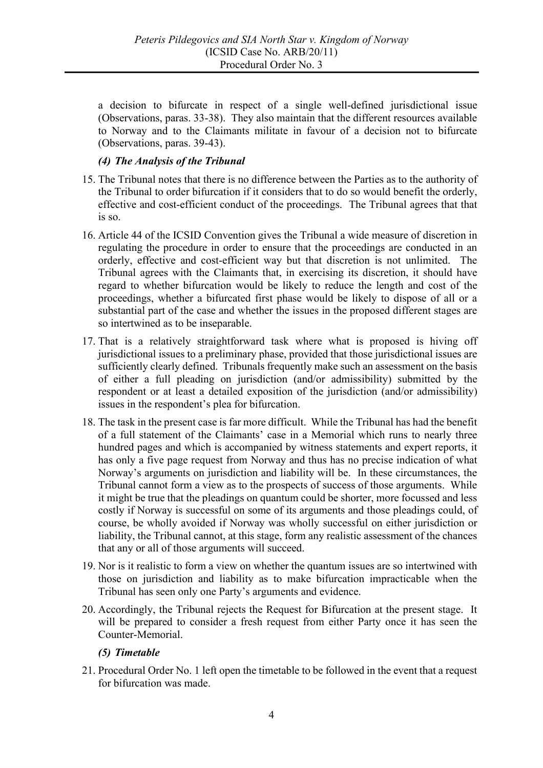a decision to bifurcate in respect of a single well-defined jurisdictional issue (Observations, paras. 33-38). They also maintain that the different resources available to Norway and to the Claimants militate in favour of a decision not to bifurcate (Observations, paras. 39-43).

### *(4) The Analysis of the Tribunal*

15. The Tribunal notes that there is no difference between the Parties as to the authority of the Tribunal to order bifurcation if it considers that to do so would benefit the orderly, effective and cost-efficient conduct of the proceedings. The Tribunal agrees that that is so.

16. Article 44 of the ICSID Convention gives the Tribunal a wide measure of discretion in regulating the procedure in order to ensure that the proceedings are conducted in an orderly, effective and cost-efficient way but that discretion is not unlimited. The Tribunal agrees with the Claimants that, in exercising its discretion, it should have regard to whether bifurcation would be likely to reduce the length and cost of the proceedings, whether a bifurcated first phase would be likely to dispose of all or a substantial part of the case and whether the issues in the proposed different stages are so intertwined as to be inseparable.

17. That is a relatively straightforward task where what is proposed is hiving off jurisdictional issues to a preliminary phase, provided that those jurisdictional issues are sufficiently clearly defined. Tribunals frequently make such an assessment on the basis of either a full pleading on jurisdiction (and/or admissibility) submitted by the respondent or at least a detailed exposition of the jurisdiction (and/or admissibility) issues in the respondent's plea for bifurcation.

18. The task in the present case is far more difficult. While the Tribunal has had the benefit of a full statement of the Claimants' case in a Memorial which runs to nearly three hundred pages and which is accompanied by witness statements and expert reports, it has only a five page request from Norway and thus has no precise indication of what Norway's arguments on jurisdiction and liability will be. In these circumstances, the Tribunal cannot form a view as to the prospects of success of those arguments. While it might be true that the pleadings on quantum could be shorter, more focussed and less costly if Norway is successful on some of its arguments and those pleadings could, of course, be wholly avoided if Norway was wholly successful on either jurisdiction or liability, the Tribunal cannot, at this stage, form any realistic assessment of the chances that any or all of those arguments will succeed.

19. Nor is it realistic to form a view on whether the quantum issues are so intertwined with those on jurisdiction and liability as to make bifurcation impracticable when the Tribunal has seen only one Party's arguments and evidence.

20. Accordingly, the Tribunal rejects the Request for Bifurcation at the present stage. It will be prepared to consider a fresh request from either Party once it has seen the Counter-Memorial.

### *(5) Timetable*

21. Procedural Order No. 1 left open the timetable to be followed in the event that a request for bifurcation was made.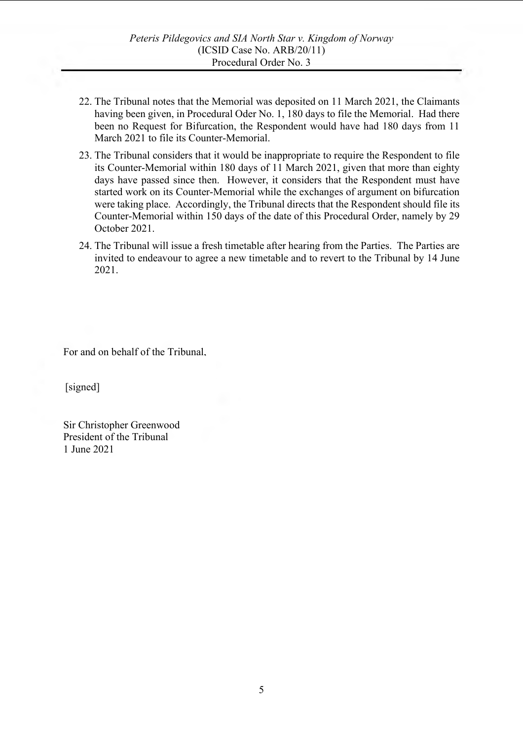22. The Tribunal notes that the Memorial was deposited on 11 March 2021, the Claimants having been given, in Procedural Oder No. 1, 180 days to file the Memorial. Had there been no Request for Bifurcation, the Respondent would have had 180 days from 11 March 2021 to file its Counter-Memorial.

23. The Tribunal considers that it would be inappropriate to require the Respondent to file its Counter-Memorial within 180 days of 11 March 2021, given that more than eighty days have passed since then. However, it considers that the Respondent must have started work on its Counter-Memorial while the exchanges of argument on bifurcation were taking place. Accordingly, the Tribunal directs that the Respondent should file its Counter-Memorial within 150 days of the date of this Procedural Order, namely by 29 October 2021.

24. The Tribunal will issue a fresh timetable after hearing from the Parties. The Parties are invited to endeavour to agree a new timetable and to revert to the Tribunal by 14 June 2021.

For and on behalf of the Tribunal,

[signed]

Sir Christopher Greenwood
President of the Tribunal
1 June 2021